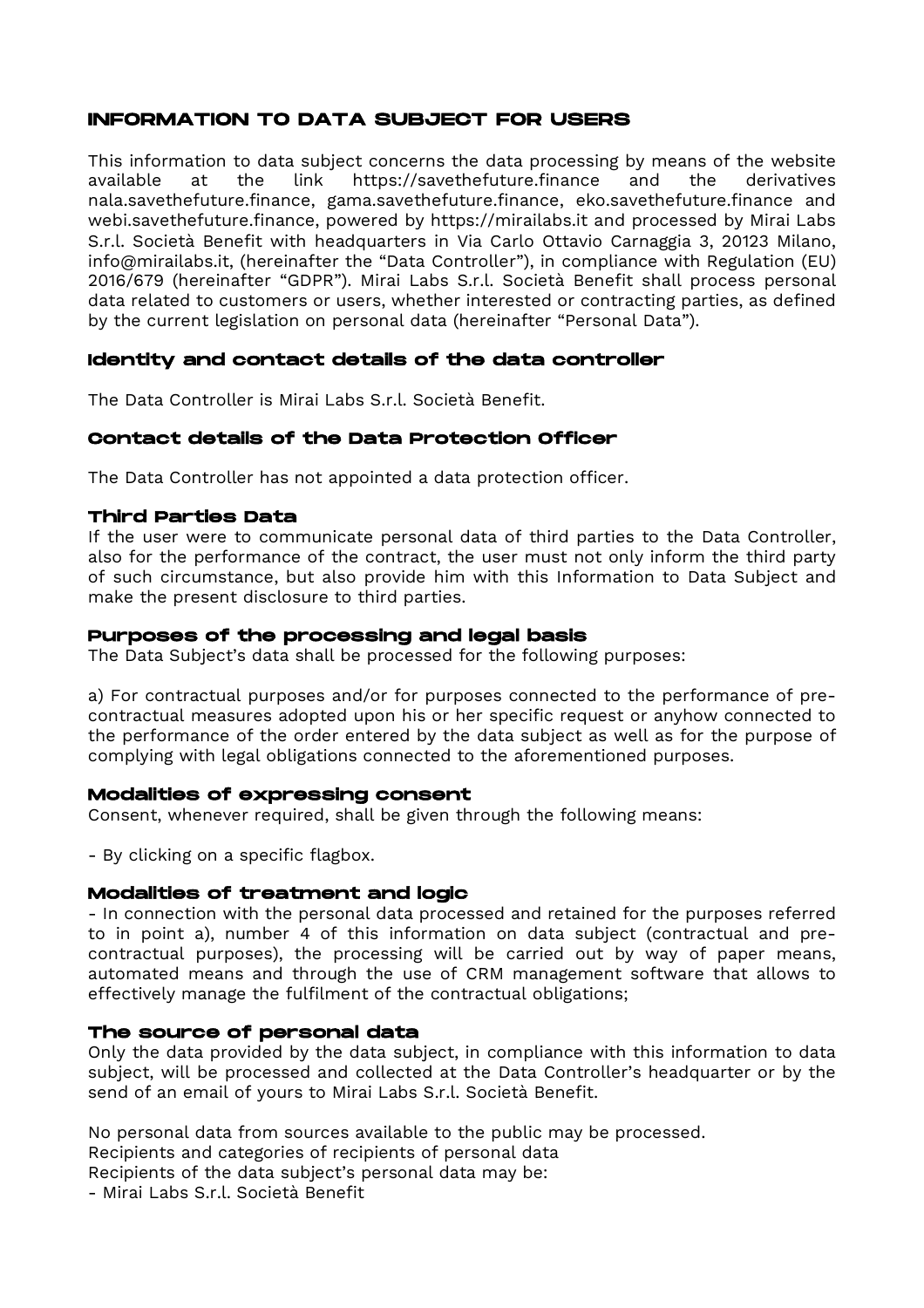# INFORMATION TO DATA SUBJECT FOR USERS

This information to data subject concerns the data processing by means of the website available at the link https://savethefuture.finance and the derivatives nala.savethefuture.finance, gama.savethefuture.finance, eko.savethefuture.finance and webi.savethefuture.finance, powered by https://mirailabs.it and processed by Mirai Labs S.r.l. Società Benefit with headquarters in Via Carlo Ottavio Carnaggia 3, 20123 Milano, info@mirailabs.it, (hereinafter the "Data Controller"), in compliance with Regulation (EU) 2016/679 (hereinafter "GDPR"). Mirai Labs S.r.l. Società Benefit shall process personal data related to customers or users, whether interested or contracting parties, as defined by the current legislation on personal data (hereinafter "Personal Data").

## Identity and contact details of the data controller

The Data Controller is Mirai Labs S.r.l. Società Benefit.

## Contact details of the Data Protection Officer

The Data Controller has not appointed a data protection officer.

## Third Parties Data

If the user were to communicate personal data of third parties to the Data Controller, also for the performance of the contract, the user must not only inform the third party of such circumstance, but also provide him with this Information to Data Subject and make the present disclosure to third parties.

## Purposes of the processing and legal basis

The Data Subject's data shall be processed for the following purposes:

a) For contractual purposes and/or for purposes connected to the performance of pre-contractual measures adopted upon his or her specific request or anyhow connected to the performance of the order entered by the data subject as well as for the purpose of complying with legal obligations connected to the aforementioned purposes.

## Modalities of expressing consent

Consent, whenever required, shall be given through the following means:

- By clicking on a specific flagbox.

## Modalities of treatment and logic

- In connection with the personal data processed and retained for the purposes referred to in point a), number 4 of this information on data subject (contractual and pre-contractual purposes), the processing will be carried out by way of paper means, automated means and through the use of CRM management software that allows to effectively manage the fulfilment of the contractual obligations;

## The source of personal data

Only the data provided by the data subject, in compliance with this information to data subject, will be processed and collected at the Data Controller's headquarter or by the send of an email of yours to Mirai Labs S.r.l. Società Benefit.

No personal data from sources available to the public may be processed.
Recipients and categories of recipients of personal data
Recipients of the data subject's personal data may be:
- Mirai Labs S.r.l. Società Benefit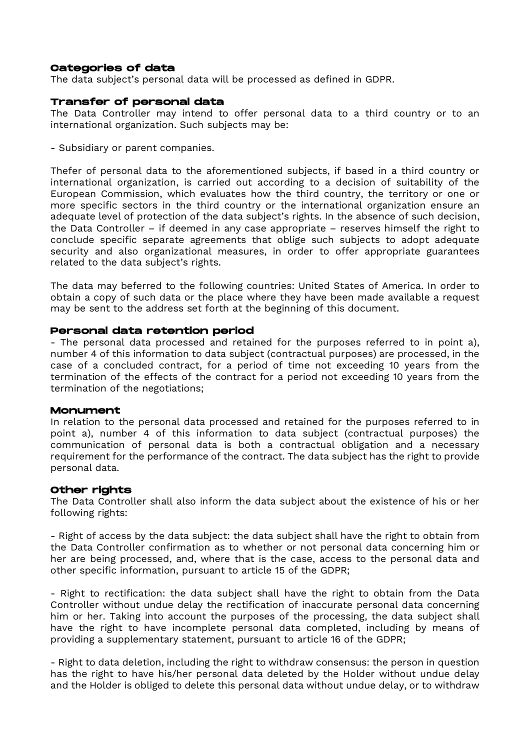## Categories of data

The data subject's personal data will be processed as defined in GDPR.

## Transfer of personal data

The Data Controller may intend to offer personal data to a third country or to an international organization. Such subjects may be:

- Subsidiary or parent companies.

Thefer of personal data to the aforementioned subjects, if based in a third country or international organization, is carried out according to a decision of suitability of the European Commission, which evaluates how the third country, the territory or one or more specific sectors in the third country or the international organization ensure an adequate level of protection of the data subject's rights. In the absence of such decision, the Data Controller – if deemed in any case appropriate – reserves himself the right to conclude specific separate agreements that oblige such subjects to adopt adequate security and also organizational measures, in order to offer appropriate guarantees related to the data subject's rights.

The data may beferred to the following countries: United States of America. In order to obtain a copy of such data or the place where they have been made available a request may be sent to the address set forth at the beginning of this document.

## Personal data retention period

- The personal data processed and retained for the purposes referred to in point a), number 4 of this information to data subject (contractual purposes) are processed, in the case of a concluded contract, for a period of time not exceeding 10 years from the termination of the effects of the contract for a period not exceeding 10 years from the termination of the negotiations;

## Monument

In relation to the personal data processed and retained for the purposes referred to in point a), number 4 of this information to data subject (contractual purposes) the communication of personal data is both a contractual obligation and a necessary requirement for the performance of the contract. The data subject has the right to provide personal data.

## Other rights

The Data Controller shall also inform the data subject about the existence of his or her following rights:

- Right of access by the data subject: the data subject shall have the right to obtain from the Data Controller confirmation as to whether or not personal data concerning him or her are being processed, and, where that is the case, access to the personal data and other specific information, pursuant to article 15 of the GDPR;

- Right to rectification: the data subject shall have the right to obtain from the Data Controller without undue delay the rectification of inaccurate personal data concerning him or her. Taking into account the purposes of the processing, the data subject shall have the right to have incomplete personal data completed, including by means of providing a supplementary statement, pursuant to article 16 of the GDPR;

- Right to data deletion, including the right to withdraw consensus: the person in question has the right to have his/her personal data deleted by the Holder without undue delay and the Holder is obliged to delete this personal data without undue delay, or to withdraw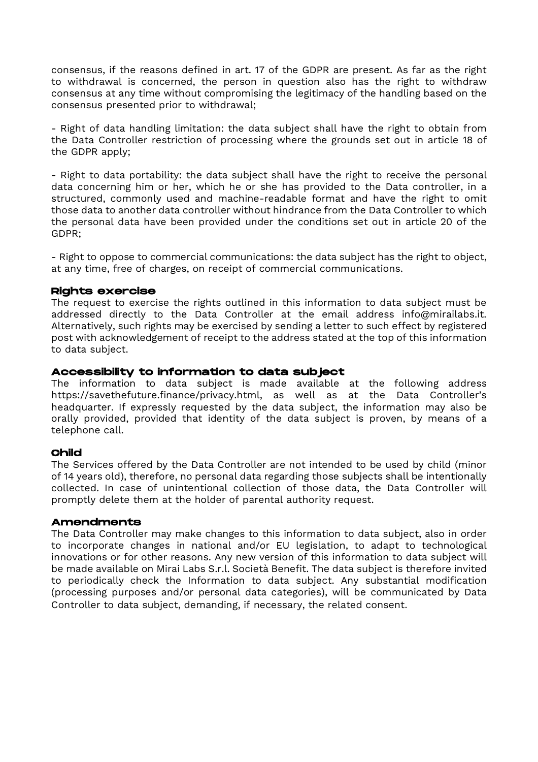consensus, if the reasons defined in art. 17 of the GDPR are present. As far as the right to withdrawal is concerned, the person in question also has the right to withdraw consensus at any time without compromising the legitimacy of the handling based on the consensus presented prior to withdrawal;

- Right of data handling limitation: the data subject shall have the right to obtain from the Data Controller restriction of processing where the grounds set out in article 18 of the GDPR apply;

- Right to data portability: the data subject shall have the right to receive the personal data concerning him or her, which he or she has provided to the Data controller, in a structured, commonly used and machine-readable format and have the right to omit those data to another data controller without hindrance from the Data Controller to which the personal data have been provided under the conditions set out in article 20 of the GDPR;

- Right to oppose to commercial communications: the data subject has the right to object, at any time, free of charges, on receipt of commercial communications.

### Rights exercise

The request to exercise the rights outlined in this information to data subject must be addressed directly to the Data Controller at the email address info@mirailabs.it. Alternatively, such rights may be exercised by sending a letter to such effect by registered post with acknowledgement of receipt to the address stated at the top of this information to data subject.

### Accessibility to information to data subject

The information to data subject is made available at the following address https://savethefuture.finance/privacy.html, as well as at the Data Controller's headquarter. If expressly requested by the data subject, the information may also be orally provided, provided that identity of the data subject is proven, by means of a telephone call.

### Child

The Services offered by the Data Controller are not intended to be used by child (minor of 14 years old), therefore, no personal data regarding those subjects shall be intentionally collected. In case of unintentional collection of those data, the Data Controller will promptly delete them at the holder of parental authority request.

### Amendments

The Data Controller may make changes to this information to data subject, also in order to incorporate changes in national and/or EU legislation, to adapt to technological innovations or for other reasons. Any new version of this information to data subject will be made available on Mirai Labs S.r.l. Società Benefit. The data subject is therefore invited to periodically check the Information to data subject. Any substantial modification (processing purposes and/or personal data categories), will be communicated by Data Controller to data subject, demanding, if necessary, the related consent.